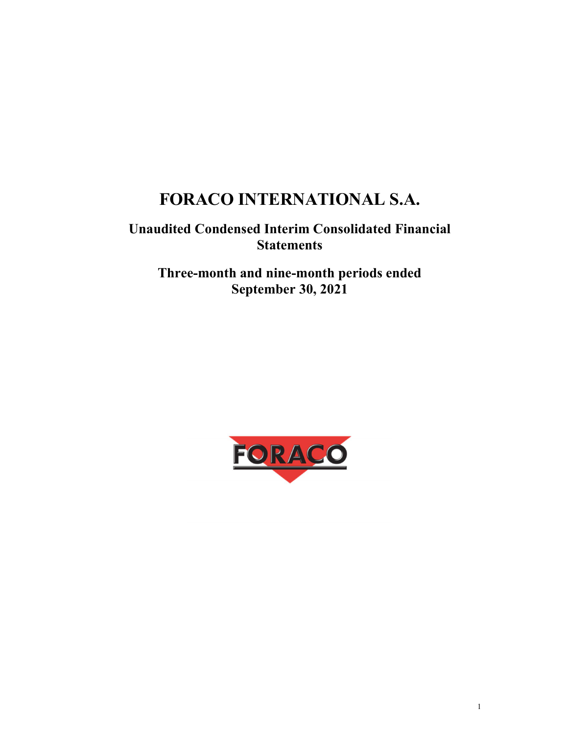# FORACO INTERNATIONAL S.A.

## Unaudited Condensed Interim Consolidated Financial Statements

## Three-month and nine-month periods ended September 30, 2021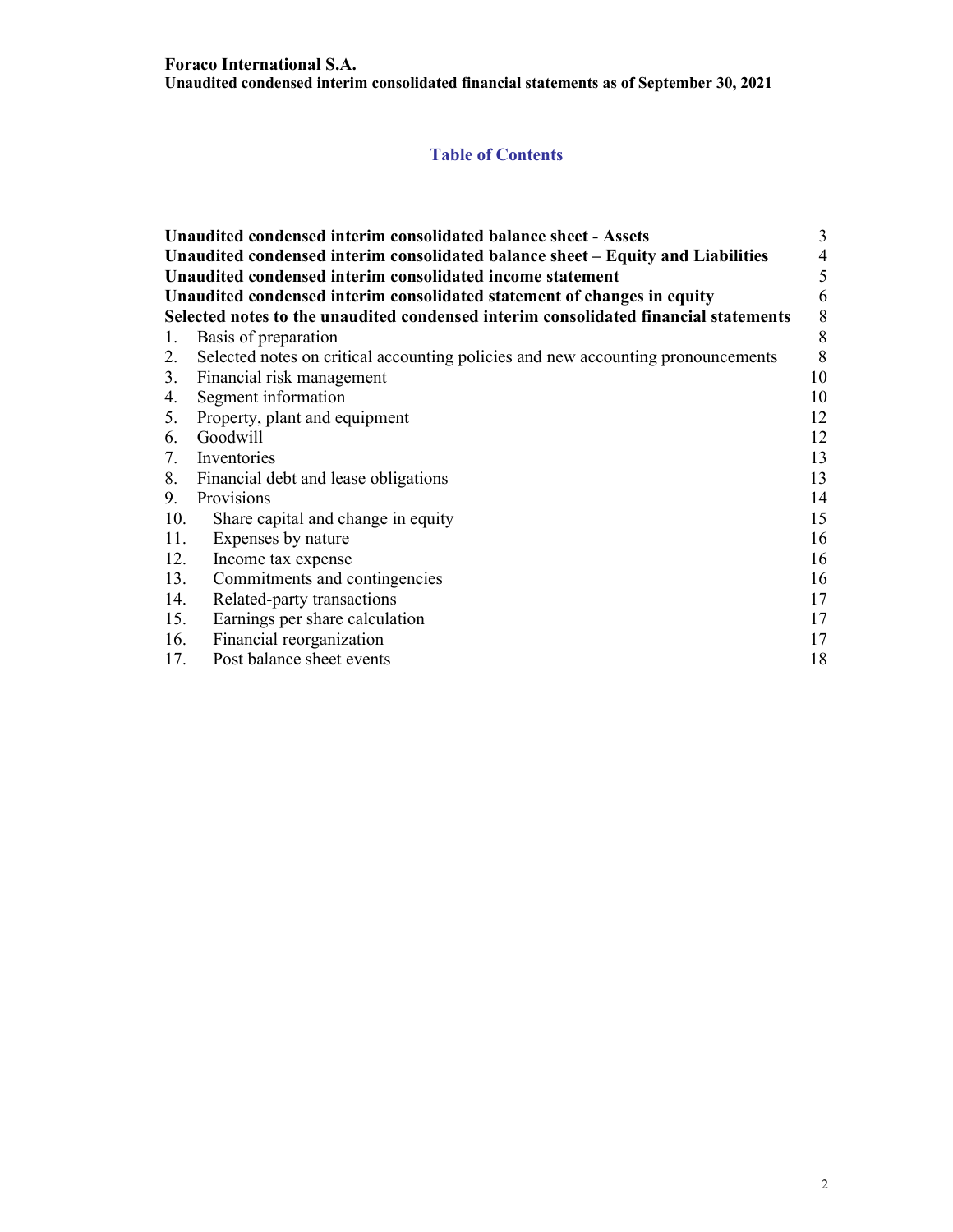## Table of Contents

| | | |
|---|---|---|
| **Unaudited condensed interim consolidated balance sheet - Assets** | | 3 |
| **Unaudited condensed interim consolidated balance sheet – Equity and Liabilities** | | 4 |
| **Unaudited condensed interim consolidated income statement** | | 5 |
| **Unaudited condensed interim consolidated statement of changes in equity** | | 6 |
| **Selected notes to the unaudited condensed interim consolidated financial statements** | | 8 |
| 1. | Basis of preparation | 8 |
| 2. | Selected notes on critical accounting policies and new accounting pronouncements | 8 |
| 3. | Financial risk management | 10 |
| 4. | Segment information | 10 |
| 5. | Property, plant and equipment | 12 |
| 6. | Goodwill | 12 |
| 7. | Inventories | 13 |
| 8. | Financial debt and lease obligations | 13 |
| 9. | Provisions | 14 |
| 10. | Share capital and change in equity | 15 |
| 11. | Expenses by nature | 16 |
| 12. | Income tax expense | 16 |
| 13. | Commitments and contingencies | 16 |
| 14. | Related-party transactions | 17 |
| 15. | Earnings per share calculation | 17 |
| 16. | Financial reorganization | 17 |
| 17. | Post balance sheet events | 18 |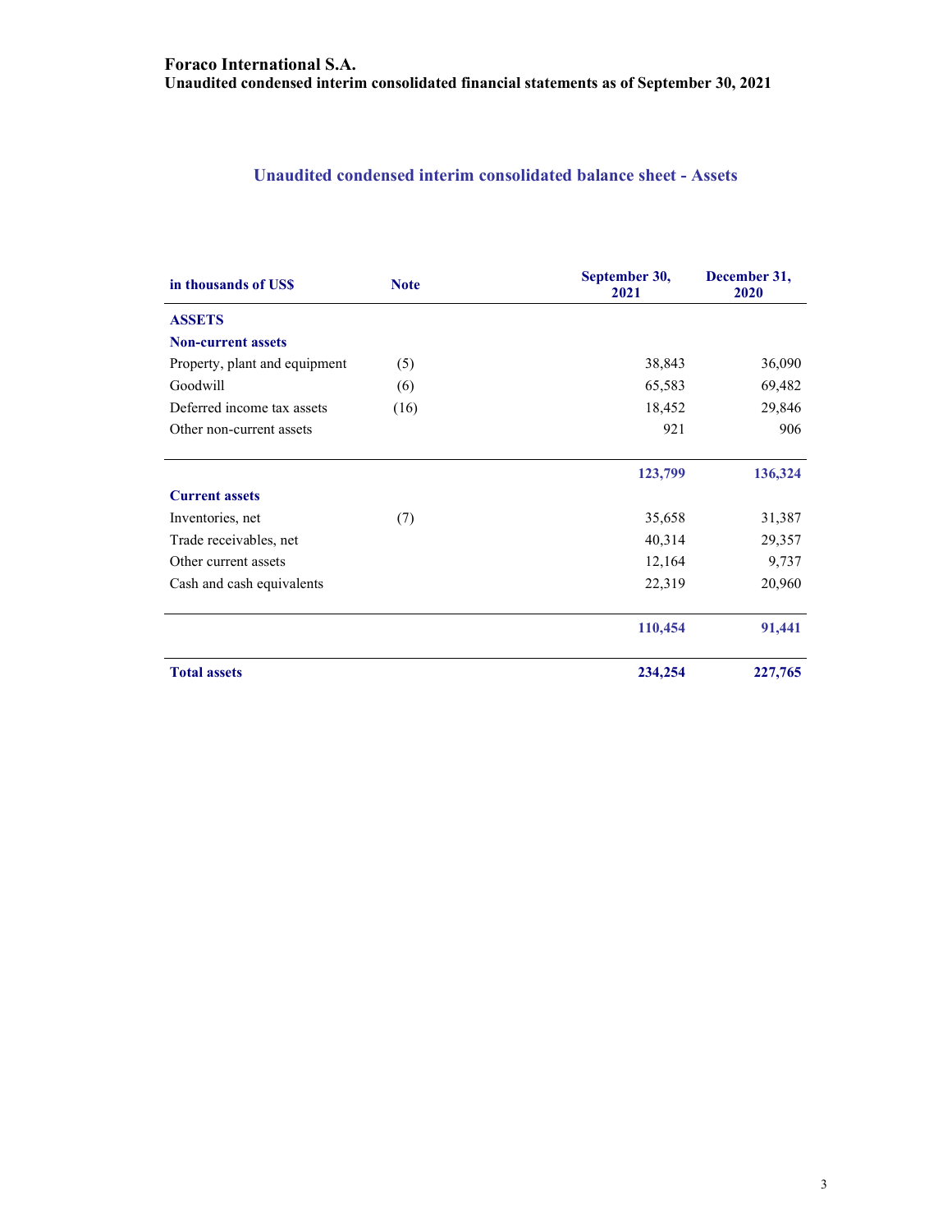**Foraco International S.A.**
**Unaudited condensed interim consolidated financial statements as of September 30, 2021**

## Unaudited condensed interim consolidated balance sheet - Assets

| in thousands of US$ | Note | September 30, 2021 | December 31, 2020 |
|---|---|---|---|
| **ASSETS** | | | |
| **Non-current assets** | | | |
| Property, plant and equipment | (5) | 38,843 | 36,090 |
| Goodwill | (6) | 65,583 | 69,482 |
| Deferred income tax assets | (16) | 18,452 | 29,846 |
| Other non-current assets | | 921 | 906 |
| | | **123,799** | **136,324** |
| **Current assets** | | | |
| Inventories, net | (7) | 35,658 | 31,387 |
| Trade receivables, net | | 40,314 | 29,357 |
| Other current assets | | 12,164 | 9,737 |
| Cash and cash equivalents | | 22,319 | 20,960 |
| | | **110,454** | **91,441** |
| **Total assets** | | **234,254** | **227,765** |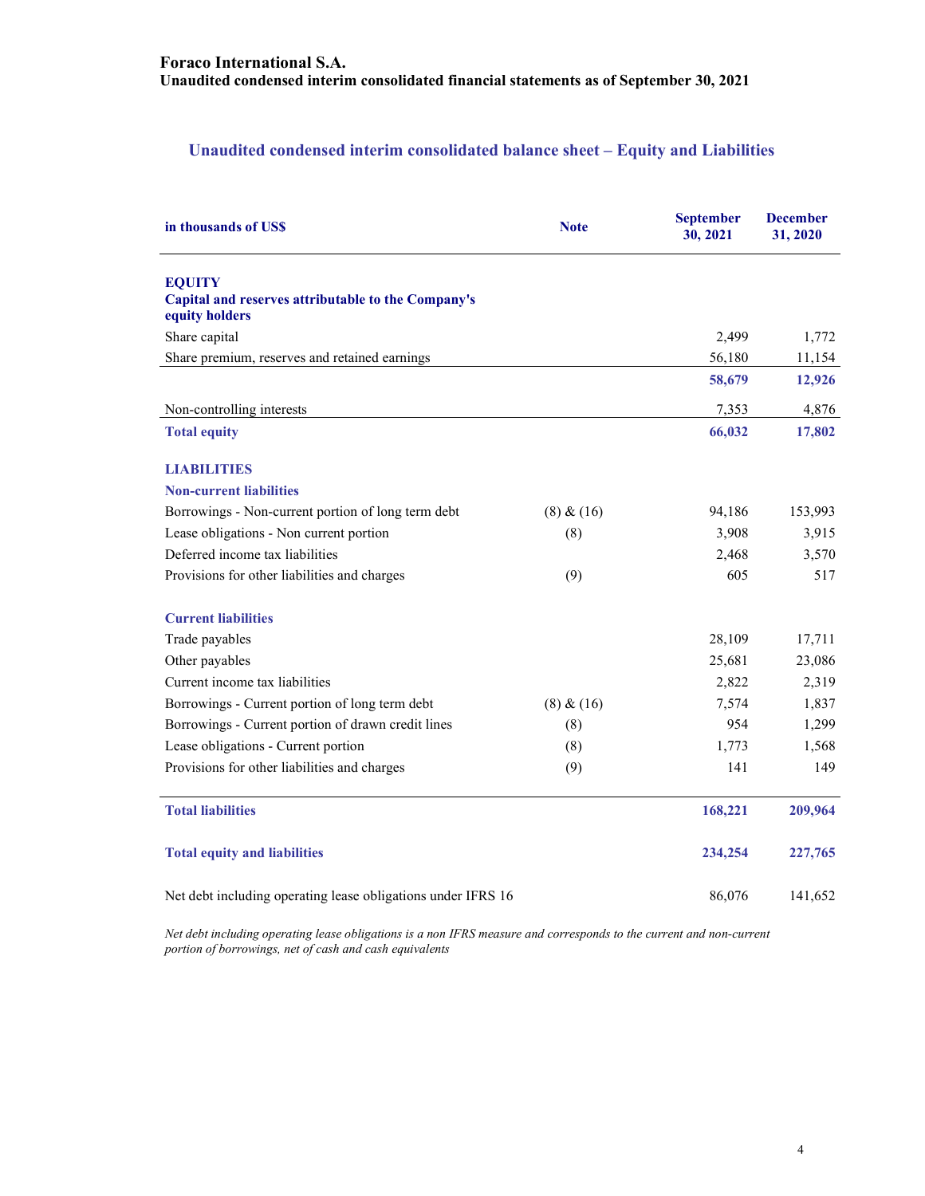**Foraco International S.A.**
**Unaudited condensed interim consolidated financial statements as of September 30, 2021**

## Unaudited condensed interim consolidated balance sheet – Equity and Liabilities

| in thousands of US$ | Note | September 30, 2021 | December 31, 2020 |
|---|---|---|---|
| **EQUITY** | | | |
| **Capital and reserves attributable to the Company's equity holders** | | | |
| Share capital | | 2,499 | 1,772 |
| Share premium, reserves and retained earnings | | 56,180 | 11,154 |
| | | **58,679** | **12,926** |
| Non-controlling interests | | 7,353 | 4,876 |
| **Total equity** | | **66,032** | **17,802** |
| **LIABILITIES** | | | |
| **Non-current liabilities** | | | |
| Borrowings - Non-current portion of long term debt | (8) & (16) | 94,186 | 153,993 |
| Lease obligations - Non current portion | (8) | 3,908 | 3,915 |
| Deferred income tax liabilities | | 2,468 | 3,570 |
| Provisions for other liabilities and charges | (9) | 605 | 517 |
| **Current liabilities** | | | |
| Trade payables | | 28,109 | 17,711 |
| Other payables | | 25,681 | 23,086 |
| Current income tax liabilities | | 2,822 | 2,319 |
| Borrowings - Current portion of long term debt | (8) & (16) | 7,574 | 1,837 |
| Borrowings - Current portion of drawn credit lines | (8) | 954 | 1,299 |
| Lease obligations - Current portion | (8) | 1,773 | 1,568 |
| Provisions for other liabilities and charges | (9) | 141 | 149 |
| **Total liabilities** | | **168,221** | **209,964** |
| **Total equity and liabilities** | | **234,254** | **227,765** |
| Net debt including operating lease obligations under IFRS 16 | | 86,076 | 141,652 |

*Net debt including operating lease obligations is a non IFRS measure and corresponds to the current and non-current portion of borrowings, net of cash and cash equivalents*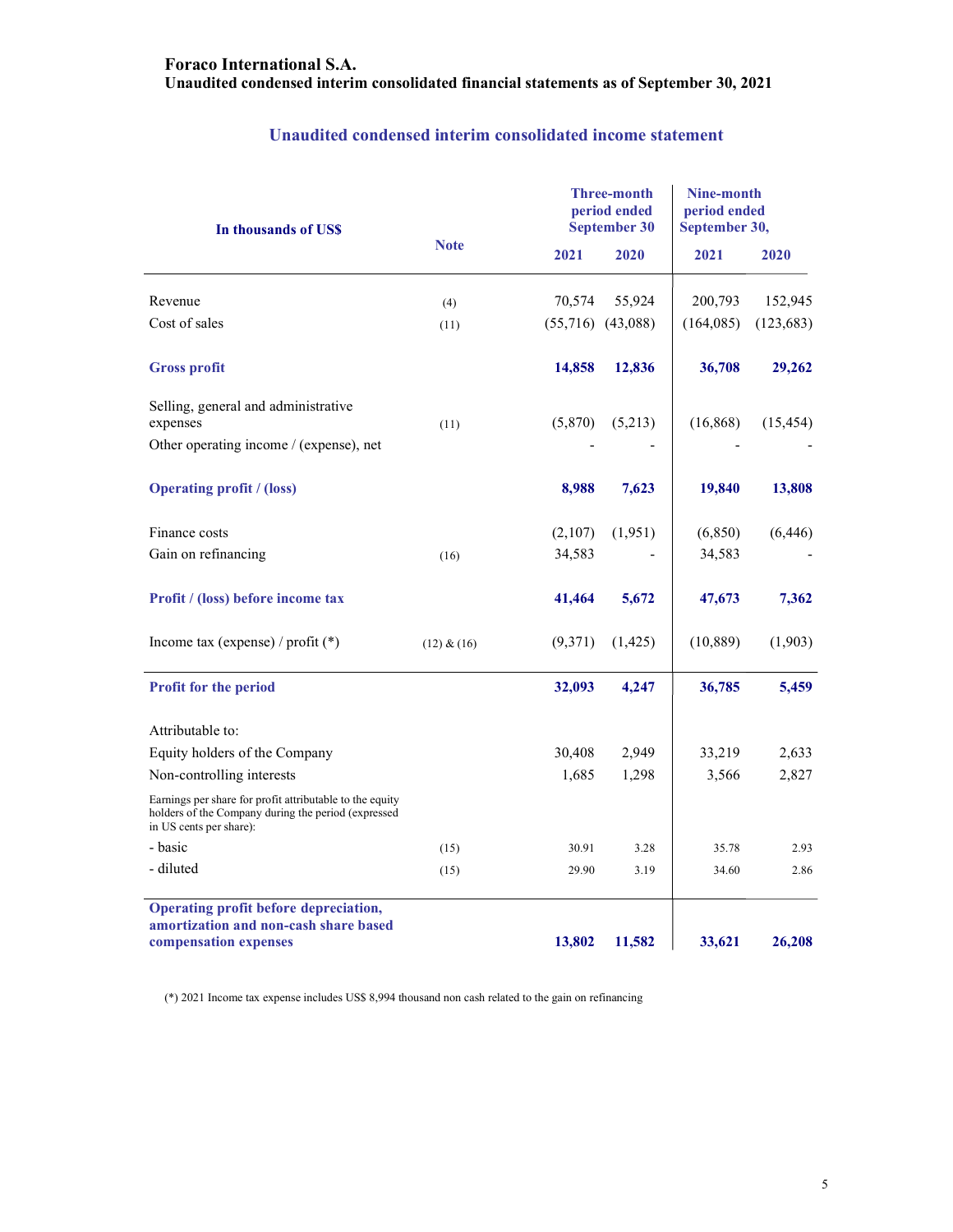**Foraco International S.A.**
**Unaudited condensed interim consolidated financial statements as of September 30, 2021**

## Unaudited condensed interim consolidated income statement

| In thousands of US$ | Note | Three-month period ended September 30 | | Nine-month period ended September 30, | |
|---|---|---|---|---|---|
| | | 2021 | 2020 | 2021 | 2020 |
| Revenue | (4) | 70,574 | 55,924 | 200,793 | 152,945 |
| Cost of sales | (11) | (55,716) | (43,088) | (164,085) | (123,683) |
| **Gross profit** | | **14,858** | **12,836** | **36,708** | **29,262** |
| Selling, general and administrative expenses | (11) | (5,870) | (5,213) | (16,868) | (15,454) |
| Other operating income / (expense), net | | - | - | - | - |
| **Operating profit / (loss)** | | **8,988** | **7,623** | **19,840** | **13,808** |
| Finance costs | | (2,107) | (1,951) | (6,850) | (6,446) |
| Gain on refinancing | (16) | 34,583 | - | 34,583 | - |
| **Profit / (loss) before income tax** | | **41,464** | **5,672** | **47,673** | **7,362** |
| Income tax (expense) / profit (*) | (12) & (16) | (9,371) | (1,425) | (10,889) | (1,903) |
| **Profit for the period** | | **32,093** | **4,247** | **36,785** | **5,459** |
| Attributable to: | | | | | |
| Equity holders of the Company | | 30,408 | 2,949 | 33,219 | 2,633 |
| Non-controlling interests | | 1,685 | 1,298 | 3,566 | 2,827 |
| Earnings per share for profit attributable to the equity holders of the Company during the period (expressed in US cents per share): | | | | | |
| - basic | (15) | 30.91 | 3.28 | 35.78 | 2.93 |
| - diluted | (15) | 29.90 | 3.19 | 34.60 | 2.86 |
| **Operating profit before depreciation, amortization and non-cash share based compensation expenses** | | **13,802** | **11,582** | **33,621** | **26,208** |

(*) 2021 Income tax expense includes US$ 8,994 thousand non cash related to the gain on refinancing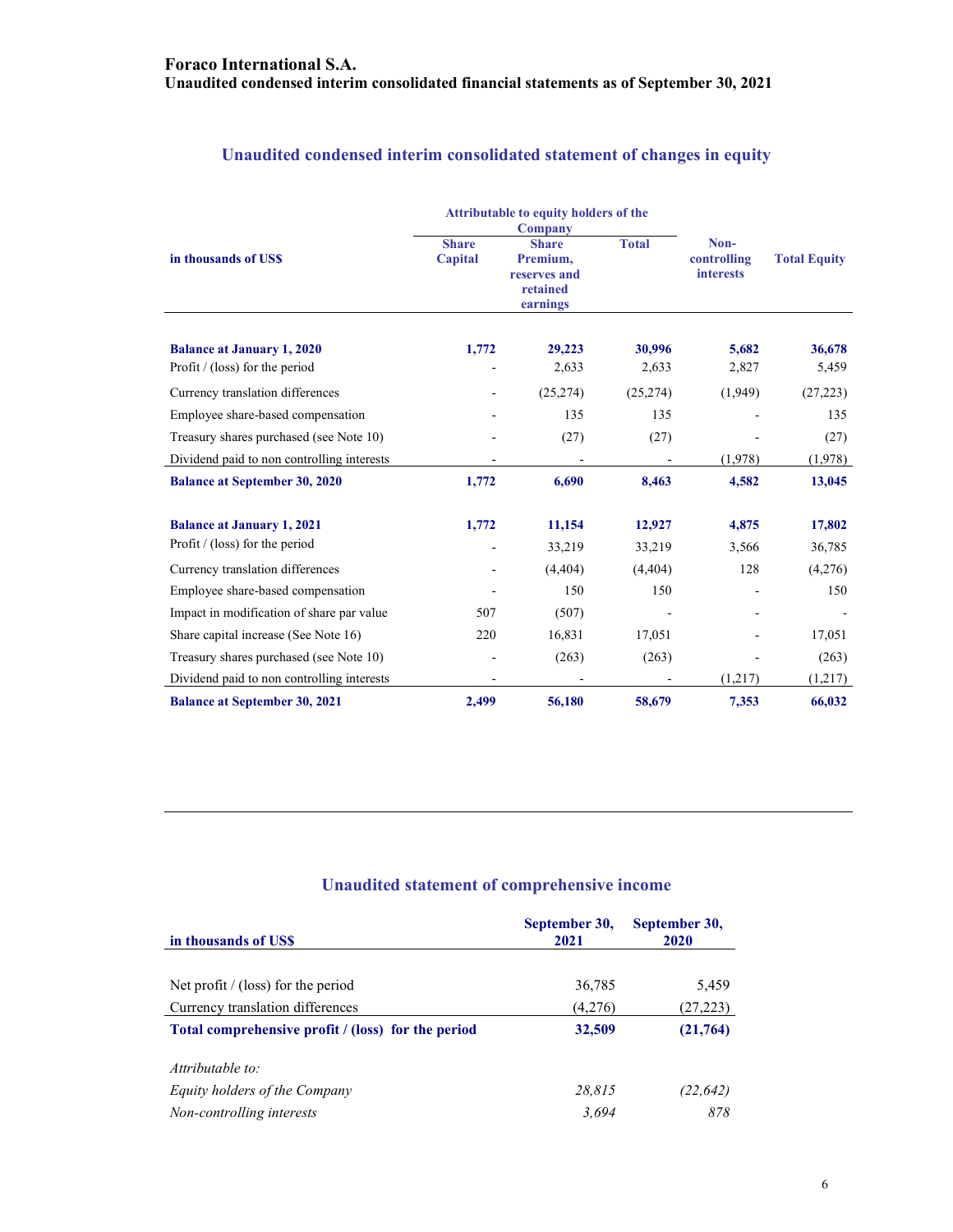Foraco International S.A.
Unaudited condensed interim consolidated financial statements as of September 30, 2021

## Unaudited condensed interim consolidated statement of changes in equity

| in thousands of US$ | Attributable to equity holders of the Company | | | Non-controlling interests | Total Equity |
|---|---|---|---|---|---|
| | Share Capital | Share Premium, reserves and retained earnings | Total | | |
| **Balance at January 1, 2020** | **1,772** | **29,223** | **30,996** | **5,682** | **36,678** |
| Profit / (loss) for the period | - | 2,633 | 2,633 | 2,827 | 5,459 |
| Currency translation differences | - | (25,274) | (25,274) | (1,949) | (27,223) |
| Employee share-based compensation | - | 135 | 135 | - | 135 |
| Treasury shares purchased (see Note 10) | - | (27) | (27) | - | (27) |
| Dividend paid to non controlling interests | - | - | - | (1,978) | (1,978) |
| **Balance at September 30, 2020** | **1,772** | **6,690** | **8,463** | **4,582** | **13,045** |
| | | | | | |
| **Balance at January 1, 2021** | **1,772** | **11,154** | **12,927** | **4,875** | **17,802** |
| Profit / (loss) for the period | - | 33,219 | 33,219 | 3,566 | 36,785 |
| Currency translation differences | - | (4,404) | (4,404) | 128 | (4,276) |
| Employee share-based compensation | - | 150 | 150 | - | 150 |
| Impact in modification of share par value | 507 | (507) | - | - | - |
| Share capital increase (See Note 16) | 220 | 16,831 | 17,051 | - | 17,051 |
| Treasury shares purchased (see Note 10) | - | (263) | (263) | - | (263) |
| Dividend paid to non controlling interests | - | - | - | (1,217) | (1,217) |
| **Balance at September 30, 2021** | **2,499** | **56,180** | **58,679** | **7,353** | **66,032** |

## Unaudited statement of comprehensive income

| in thousands of US$ | September 30, 2021 | September 30, 2020 |
|---|---|---|
| Net profit / (loss) for the period | 36,785 | 5,459 |
| Currency translation differences | (4,276) | (27,223) |
| **Total comprehensive profit / (loss) for the period** | **32,509** | **(21,764)** |
| *Attributable to:* | | |
| *Equity holders of the Company* | *28,815* | *(22,642)* |
| *Non-controlling interests* | *3,694* | *878* |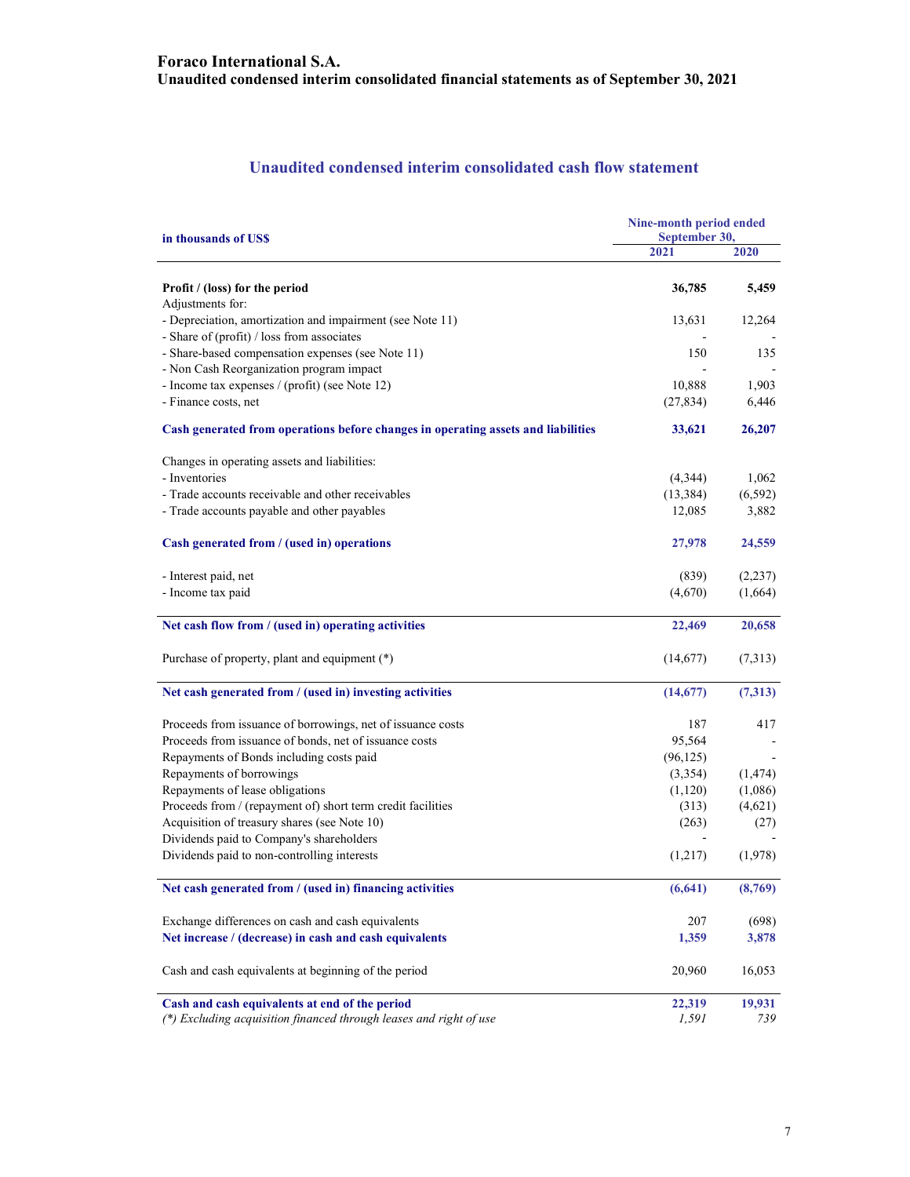**Foraco International S.A.**
**Unaudited condensed interim consolidated financial statements as of September 30, 2021**

## Unaudited condensed interim consolidated cash flow statement

| in thousands of US$ | Nine-month period ended September 30, 2021 | 2020 |
|---|---|---|
| **Profit / (loss) for the period** | **36,785** | **5,459** |
| Adjustments for: | | |
| - Depreciation, amortization and impairment (see Note 11) | 13,631 | 12,264 |
| - Share of (profit) / loss from associates | - | - |
| - Share-based compensation expenses (see Note 11) | 150 | 135 |
| - Non Cash Reorganization program impact | - | - |
| - Income tax expenses / (profit) (see Note 12) | 10,888 | 1,903 |
| - Finance costs, net | (27,834) | 6,446 |
| **Cash generated from operations before changes in operating assets and liabilities** | **33,621** | **26,207** |
| Changes in operating assets and liabilities: | | |
| - Inventories | (4,344) | 1,062 |
| - Trade accounts receivable and other receivables | (13,384) | (6,592) |
| - Trade accounts payable and other payables | 12,085 | 3,882 |
| **Cash generated from / (used in) operations** | **27,978** | **24,559** |
| - Interest paid, net | (839) | (2,237) |
| - Income tax paid | (4,670) | (1,664) |
| **Net cash flow from / (used in) operating activities** | **22,469** | **20,658** |
| Purchase of property, plant and equipment (*) | (14,677) | (7,313) |
| **Net cash generated from / (used in) investing activities** | **(14,677)** | **(7,313)** |
| Proceeds from issuance of borrowings, net of issuance costs | 187 | 417 |
| Proceeds from issuance of bonds, net of issuance costs | 95,564 | - |
| Repayments of Bonds including costs paid | (96,125) | - |
| Repayments of borrowings | (3,354) | (1,474) |
| Repayments of lease obligations | (1,120) | (1,086) |
| Proceeds from / (repayment of) short term credit facilities | (313) | (4,621) |
| Acquisition of treasury shares (see Note 10) | (263) | (27) |
| Dividends paid to Company's shareholders | - | - |
| Dividends paid to non-controlling interests | (1,217) | (1,978) |
| **Net cash generated from / (used in) financing activities** | **(6,641)** | **(8,769)** |
| Exchange differences on cash and cash equivalents | 207 | (698) |
| **Net increase / (decrease) in cash and cash equivalents** | **1,359** | **3,878** |
| Cash and cash equivalents at beginning of the period | 20,960 | 16,053 |
| **Cash and cash equivalents at end of the period** | **22,319** | **19,931** |
| *(\*) Excluding acquisition financed through leases and right of use* | *1,591* | *739* |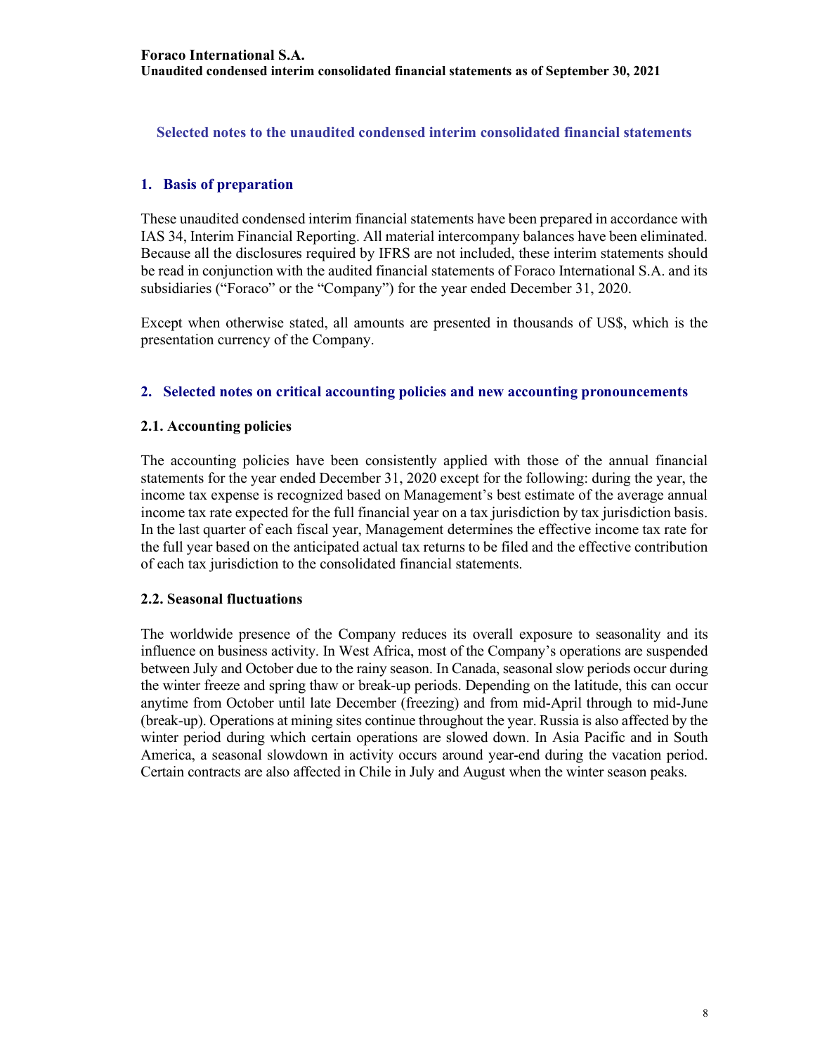## Selected notes to the unaudited condensed interim consolidated financial statements

### 1. Basis of preparation

These unaudited condensed interim financial statements have been prepared in accordance with IAS 34, Interim Financial Reporting. All material intercompany balances have been eliminated. Because all the disclosures required by IFRS are not included, these interim statements should be read in conjunction with the audited financial statements of Foraco International S.A. and its subsidiaries ("Foraco" or the "Company") for the year ended December 31, 2020.

Except when otherwise stated, all amounts are presented in thousands of US$, which is the presentation currency of the Company.

### 2. Selected notes on critical accounting policies and new accounting pronouncements

#### 2.1. Accounting policies

The accounting policies have been consistently applied with those of the annual financial statements for the year ended December 31, 2020 except for the following: during the year, the income tax expense is recognized based on Management's best estimate of the average annual income tax rate expected for the full financial year on a tax jurisdiction by tax jurisdiction basis. In the last quarter of each fiscal year, Management determines the effective income tax rate for the full year based on the anticipated actual tax returns to be filed and the effective contribution of each tax jurisdiction to the consolidated financial statements.

#### 2.2. Seasonal fluctuations

The worldwide presence of the Company reduces its overall exposure to seasonality and its influence on business activity. In West Africa, most of the Company's operations are suspended between July and October due to the rainy season. In Canada, seasonal slow periods occur during the winter freeze and spring thaw or break-up periods. Depending on the latitude, this can occur anytime from October until late December (freezing) and from mid-April through to mid-June (break-up). Operations at mining sites continue throughout the year. Russia is also affected by the winter period during which certain operations are slowed down. In Asia Pacific and in South America, a seasonal slowdown in activity occurs around year-end during the vacation period. Certain contracts are also affected in Chile in July and August when the winter season peaks.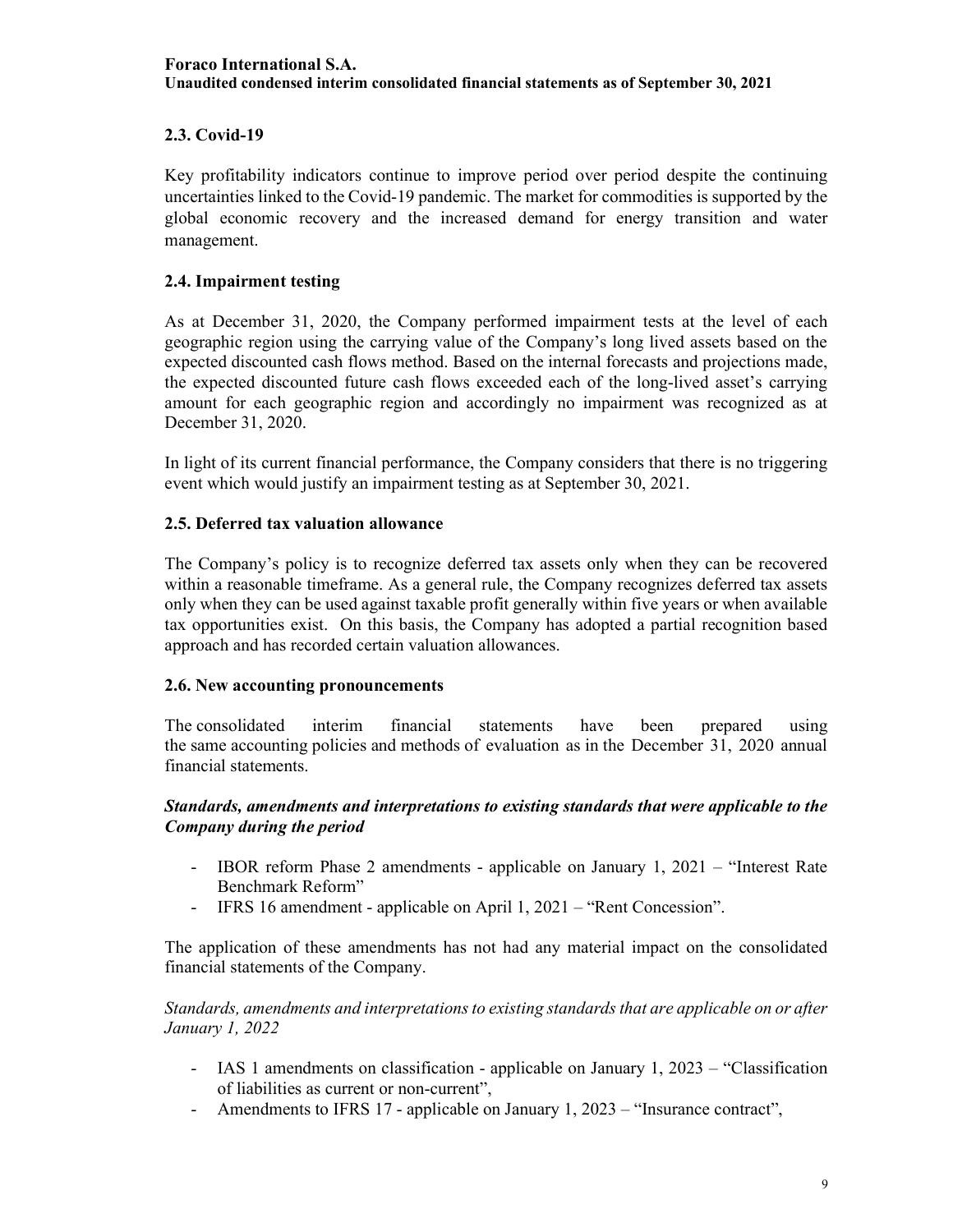## 2.3. Covid-19

Key profitability indicators continue to improve period over period despite the continuing uncertainties linked to the Covid-19 pandemic. The market for commodities is supported by the global economic recovery and the increased demand for energy transition and water management.

## 2.4. Impairment testing

As at December 31, 2020, the Company performed impairment tests at the level of each geographic region using the carrying value of the Company's long lived assets based on the expected discounted cash flows method. Based on the internal forecasts and projections made, the expected discounted future cash flows exceeded each of the long-lived asset's carrying amount for each geographic region and accordingly no impairment was recognized as at December 31, 2020.

In light of its current financial performance, the Company considers that there is no triggering event which would justify an impairment testing as at September 30, 2021.

## 2.5. Deferred tax valuation allowance

The Company's policy is to recognize deferred tax assets only when they can be recovered within a reasonable timeframe. As a general rule, the Company recognizes deferred tax assets only when they can be used against taxable profit generally within five years or when available tax opportunities exist. On this basis, the Company has adopted a partial recognition based approach and has recorded certain valuation allowances.

## 2.6. New accounting pronouncements

The consolidated interim financial statements have been prepared using the same accounting policies and methods of evaluation as in the December 31, 2020 annual financial statements.

***Standards, amendments and interpretations to existing standards that were applicable to the Company during the period***

- IBOR reform Phase 2 amendments - applicable on January 1, 2021 – "Interest Rate Benchmark Reform"
- IFRS 16 amendment - applicable on April 1, 2021 – "Rent Concession".

The application of these amendments has not had any material impact on the consolidated financial statements of the Company.

*Standards, amendments and interpretations to existing standards that are applicable on or after January 1, 2022*

- IAS 1 amendments on classification - applicable on January 1, 2023 – "Classification of liabilities as current or non-current",
- Amendments to IFRS 17 - applicable on January 1, 2023 – "Insurance contract",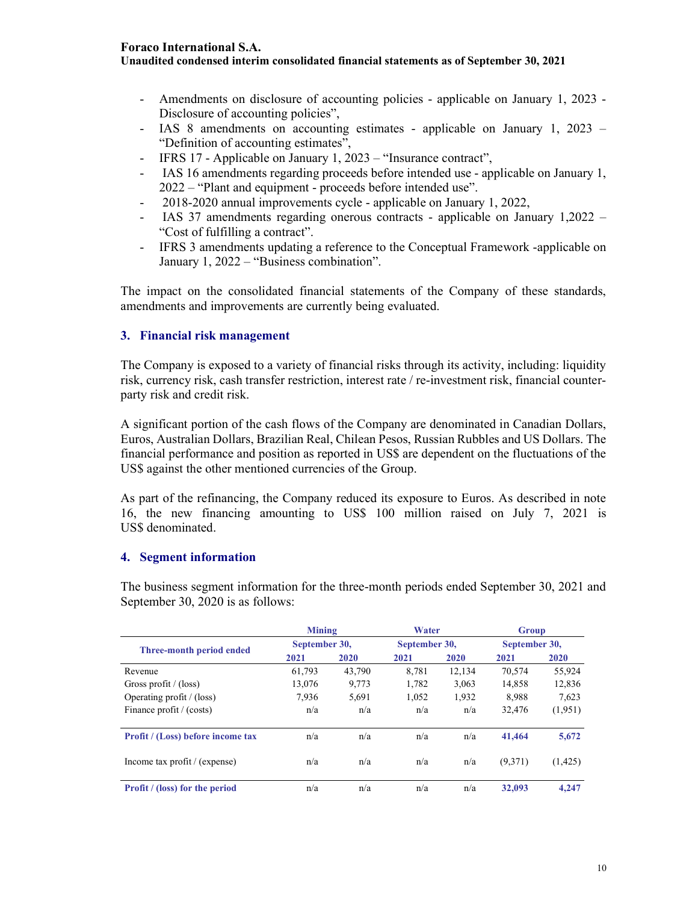- Amendments on disclosure of accounting policies - applicable on January 1, 2023 - Disclosure of accounting policies",
- IAS 8 amendments on accounting estimates - applicable on January 1, 2023 – "Definition of accounting estimates",
- IFRS 17 - Applicable on January 1, 2023 – "Insurance contract",
- IAS 16 amendments regarding proceeds before intended use - applicable on January 1, 2022 – "Plant and equipment - proceeds before intended use".
- 2018-2020 annual improvements cycle - applicable on January 1, 2022,
- IAS 37 amendments regarding onerous contracts - applicable on January 1,2022 – "Cost of fulfilling a contract".
- IFRS 3 amendments updating a reference to the Conceptual Framework -applicable on January 1, 2022 – "Business combination".

The impact on the consolidated financial statements of the Company of these standards, amendments and improvements are currently being evaluated.

## 3. Financial risk management

The Company is exposed to a variety of financial risks through its activity, including: liquidity risk, currency risk, cash transfer restriction, interest rate / re-investment risk, financial counter-party risk and credit risk.

A significant portion of the cash flows of the Company are denominated in Canadian Dollars, Euros, Australian Dollars, Brazilian Real, Chilean Pesos, Russian Rubbles and US Dollars. The financial performance and position as reported in US$ are dependent on the fluctuations of the US$ against the other mentioned currencies of the Group.

As part of the refinancing, the Company reduced its exposure to Euros. As described in note 16, the new financing amounting to US$ 100 million raised on July 7, 2021 is US$ denominated.

## 4. Segment information

The business segment information for the three-month periods ended September 30, 2021 and September 30, 2020 is as follows:

| Three-month period ended | Mining | | Water | | Group | |
|---|---|---|---|---|---|---|
| | September 30, | | September 30, | | September 30, | |
| | 2021 | 2020 | 2021 | 2020 | 2021 | 2020 |
| Revenue | 61,793 | 43,790 | 8,781 | 12,134 | 70,574 | 55,924 |
| Gross profit / (loss) | 13,076 | 9,773 | 1,782 | 3,063 | 14,858 | 12,836 |
| Operating profit / (loss) | 7,936 | 5,691 | 1,052 | 1,932 | 8,988 | 7,623 |
| Finance profit / (costs) | n/a | n/a | n/a | n/a | 32,476 | (1,951) |
| **Profit / (Loss) before income tax** | n/a | n/a | n/a | n/a | **41,464** | **5,672** |
| Income tax profit / (expense) | n/a | n/a | n/a | n/a | (9,371) | (1,425) |
| **Profit / (loss) for the period** | n/a | n/a | n/a | n/a | **32,093** | **4,247** |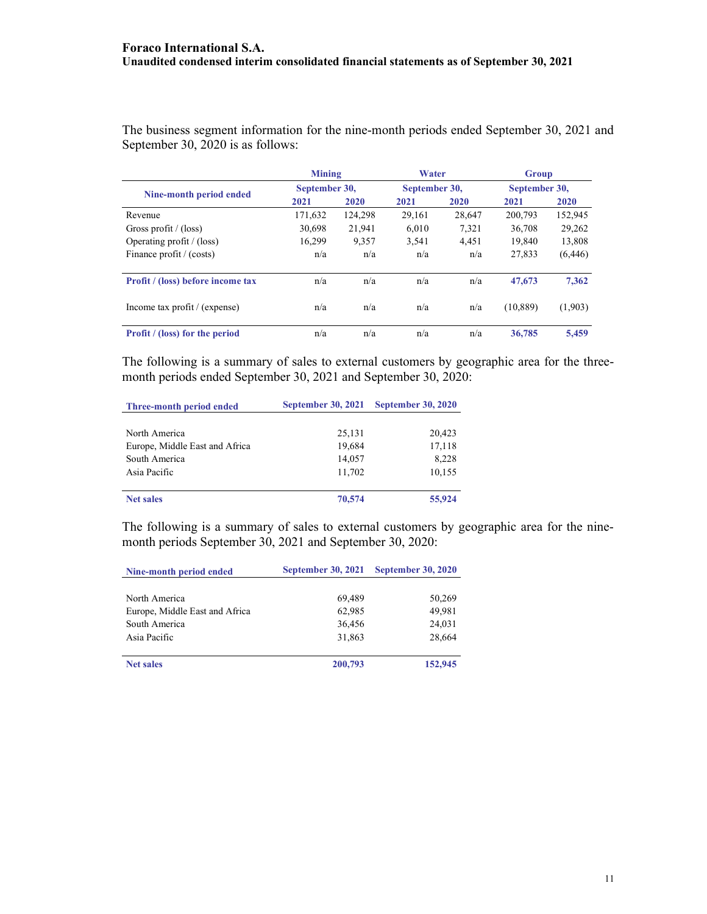The business segment information for the nine-month periods ended September 30, 2021 and September 30, 2020 is as follows:

| Nine-month period ended | Mining | | Water | | Group | |
|---|---|---|---|---|---|---|
| | September 30, | | September 30, | | September 30, | |
| | 2021 | 2020 | 2021 | 2020 | 2021 | 2020 |
| Revenue | 171,632 | 124,298 | 29,161 | 28,647 | 200,793 | 152,945 |
| Gross profit / (loss) | 30,698 | 21,941 | 6,010 | 7,321 | 36,708 | 29,262 |
| Operating profit / (loss) | 16,299 | 9,357 | 3,541 | 4,451 | 19,840 | 13,808 |
| Finance profit / (costs) | n/a | n/a | n/a | n/a | 27,833 | (6,446) |
| **Profit / (loss) before income tax** | n/a | n/a | n/a | n/a | **47,673** | **7,362** |
| Income tax profit / (expense) | n/a | n/a | n/a | n/a | (10,889) | (1,903) |
| **Profit / (loss) for the period** | n/a | n/a | n/a | n/a | **36,785** | **5,459** |

The following is a summary of sales to external customers by geographic area for the three-month periods ended September 30, 2021 and September 30, 2020:

| Three-month period ended | September 30, 2021 | September 30, 2020 |
|---|---|---|
| North America | 25,131 | 20,423 |
| Europe, Middle East and Africa | 19,684 | 17,118 |
| South America | 14,057 | 8,228 |
| Asia Pacific | 11,702 | 10,155 |
| **Net sales** | **70,574** | **55,924** |

The following is a summary of sales to external customers by geographic area for the nine-month periods September 30, 2021 and September 30, 2020:

| Nine-month period ended | September 30, 2021 | September 30, 2020 |
|---|---|---|
| North America | 69,489 | 50,269 |
| Europe, Middle East and Africa | 62,985 | 49,981 |
| South America | 36,456 | 24,031 |
| Asia Pacific | 31,863 | 28,664 |
| **Net sales** | **200,793** | **152,945** |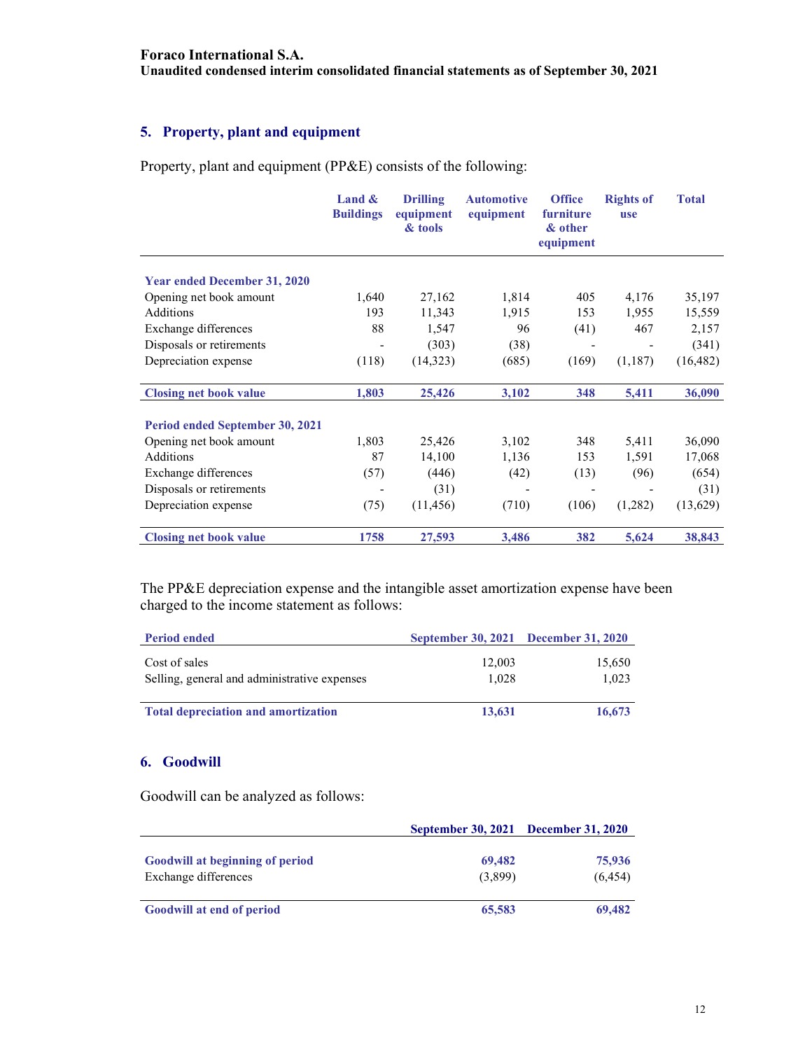Foraco International S.A.
Unaudited condensed interim consolidated financial statements as of September 30, 2021

## 5. Property, plant and equipment

Property, plant and equipment (PP&E) consists of the following:

| | Land & Buildings | Drilling equipment & tools | Automotive equipment | Office furniture & other equipment | Rights of use | Total |
|---|---|---|---|---|---|---|
| **Year ended December 31, 2020** | | | | | | |
| Opening net book amount | 1,640 | 27,162 | 1,814 | 405 | 4,176 | 35,197 |
| Additions | 193 | 11,343 | 1,915 | 153 | 1,955 | 15,559 |
| Exchange differences | 88 | 1,547 | 96 | (41) | 467 | 2,157 |
| Disposals or retirements | - | (303) | (38) | - | - | (341) |
| Depreciation expense | (118) | (14,323) | (685) | (169) | (1,187) | (16,482) |
| **Closing net book value** | **1,803** | **25,426** | **3,102** | **348** | **5,411** | **36,090** |
| **Period ended September 30, 2021** | | | | | | |
| Opening net book amount | 1,803 | 25,426 | 3,102 | 348 | 5,411 | 36,090 |
| Additions | 87 | 14,100 | 1,136 | 153 | 1,591 | 17,068 |
| Exchange differences | (57) | (446) | (42) | (13) | (96) | (654) |
| Disposals or retirements | - | (31) | - | - | - | (31) |
| Depreciation expense | (75) | (11,456) | (710) | (106) | (1,282) | (13,629) |
| **Closing net book value** | **1758** | **27,593** | **3,486** | **382** | **5,624** | **38,843** |

The PP&E depreciation expense and the intangible asset amortization expense have been charged to the income statement as follows:

| Period ended | September 30, 2021 | December 31, 2020 |
|---|---|---|
| Cost of sales | 12,003 | 15,650 |
| Selling, general and administrative expenses | 1,028 | 1,023 |
| **Total depreciation and amortization** | **13,631** | **16,673** |

## 6. Goodwill

Goodwill can be analyzed as follows:

| | September 30, 2021 | December 31, 2020 |
|---|---|---|
| **Goodwill at beginning of period** | **69,482** | **75,936** |
| Exchange differences | (3,899) | (6,454) |
| **Goodwill at end of period** | **65,583** | **69,482** |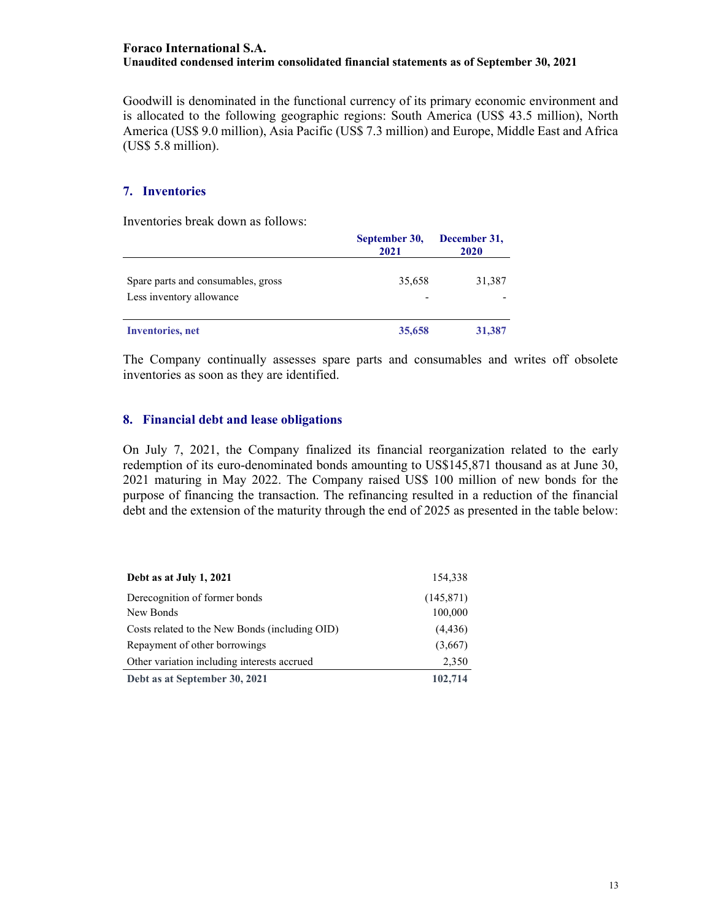Goodwill is denominated in the functional currency of its primary economic environment and is allocated to the following geographic regions: South America (US$ 43.5 million), North America (US$ 9.0 million), Asia Pacific (US$ 7.3 million) and Europe, Middle East and Africa (US$ 5.8 million).

## 7. Inventories

Inventories break down as follows:

| | September 30, 2021 | December 31, 2020 |
|---|---|---|
| Spare parts and consumables, gross | 35,658 | 31,387 |
| Less inventory allowance | - | - |
| **Inventories, net** | **35,658** | **31,387** |

The Company continually assesses spare parts and consumables and writes off obsolete inventories as soon as they are identified.

## 8. Financial debt and lease obligations

On July 7, 2021, the Company finalized its financial reorganization related to the early redemption of its euro-denominated bonds amounting to US$145,871 thousand as at June 30, 2021 maturing in May 2022. The Company raised US$ 100 million of new bonds for the purpose of financing the transaction. The refinancing resulted in a reduction of the financial debt and the extension of the maturity through the end of 2025 as presented in the table below:

| | |
|---|---|
| **Debt as at July 1, 2021** | 154,338 |
| Derecognition of former bonds | (145,871) |
| New Bonds | 100,000 |
| Costs related to the New Bonds (including OID) | (4,436) |
| Repayment of other borrowings | (3,667) |
| Other variation including interests accrued | 2,350 |
| **Debt as at September 30, 2021** | **102,714** |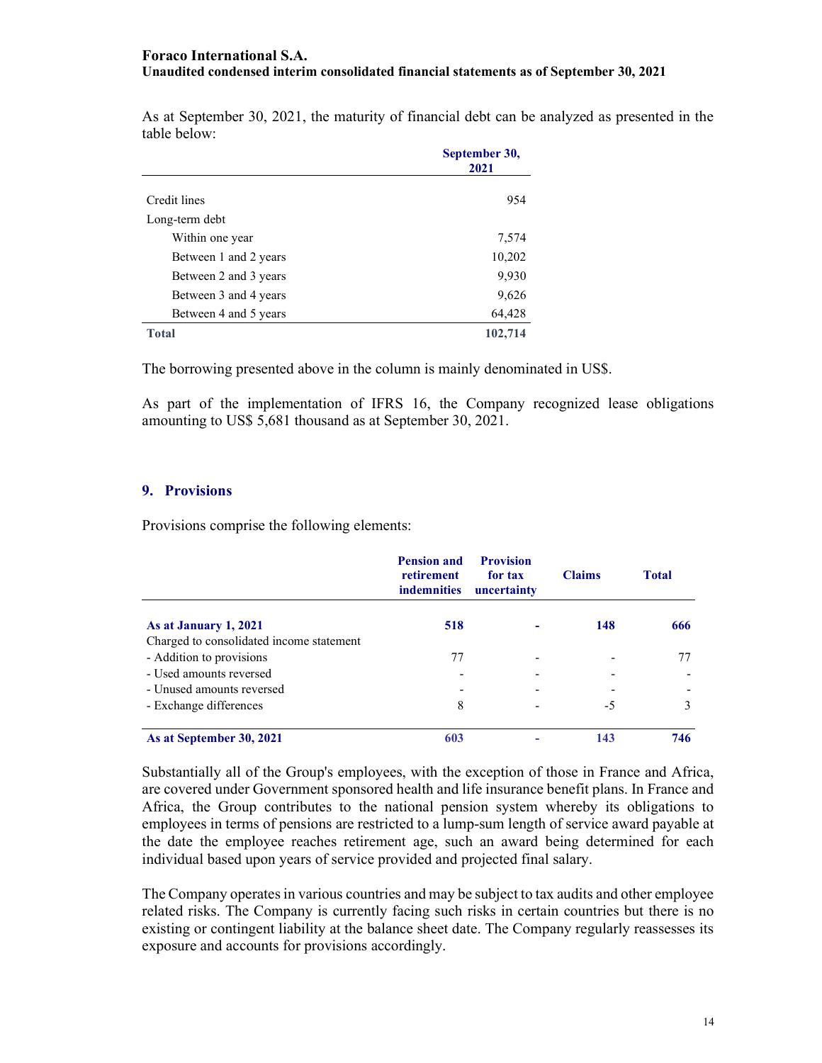As at September 30, 2021, the maturity of financial debt can be analyzed as presented in the table below:

| | September 30, 2021 |
|---|---|
| Credit lines | 954 |
| Long-term debt | |
| Within one year | 7,574 |
| Between 1 and 2 years | 10,202 |
| Between 2 and 3 years | 9,930 |
| Between 3 and 4 years | 9,626 |
| Between 4 and 5 years | 64,428 |
| **Total** | **102,714** |

The borrowing presented above in the column is mainly denominated in US$.

As part of the implementation of IFRS 16, the Company recognized lease obligations amounting to US$ 5,681 thousand as at September 30, 2021.

## 9. Provisions

Provisions comprise the following elements:

| | Pension and retirement indemnities | Provision for tax uncertainty | Claims | Total |
|---|---|---|---|---|
| **As at January 1, 2021** | **518** | **-** | **148** | **666** |
| Charged to consolidated income statement | | | | |
| - Addition to provisions | 77 | - | - | 77 |
| - Used amounts reversed | - | - | - | - |
| - Unused amounts reversed | - | - | - | - |
| - Exchange differences | 8 | - | -5 | 3 |
| **As at September 30, 2021** | **603** | **-** | **143** | **746** |

Substantially all of the Group's employees, with the exception of those in France and Africa, are covered under Government sponsored health and life insurance benefit plans. In France and Africa, the Group contributes to the national pension system whereby its obligations to employees in terms of pensions are restricted to a lump-sum length of service award payable at the date the employee reaches retirement age, such an award being determined for each individual based upon years of service provided and projected final salary.

The Company operates in various countries and may be subject to tax audits and other employee related risks. The Company is currently facing such risks in certain countries but there is no existing or contingent liability at the balance sheet date. The Company regularly reassesses its exposure and accounts for provisions accordingly.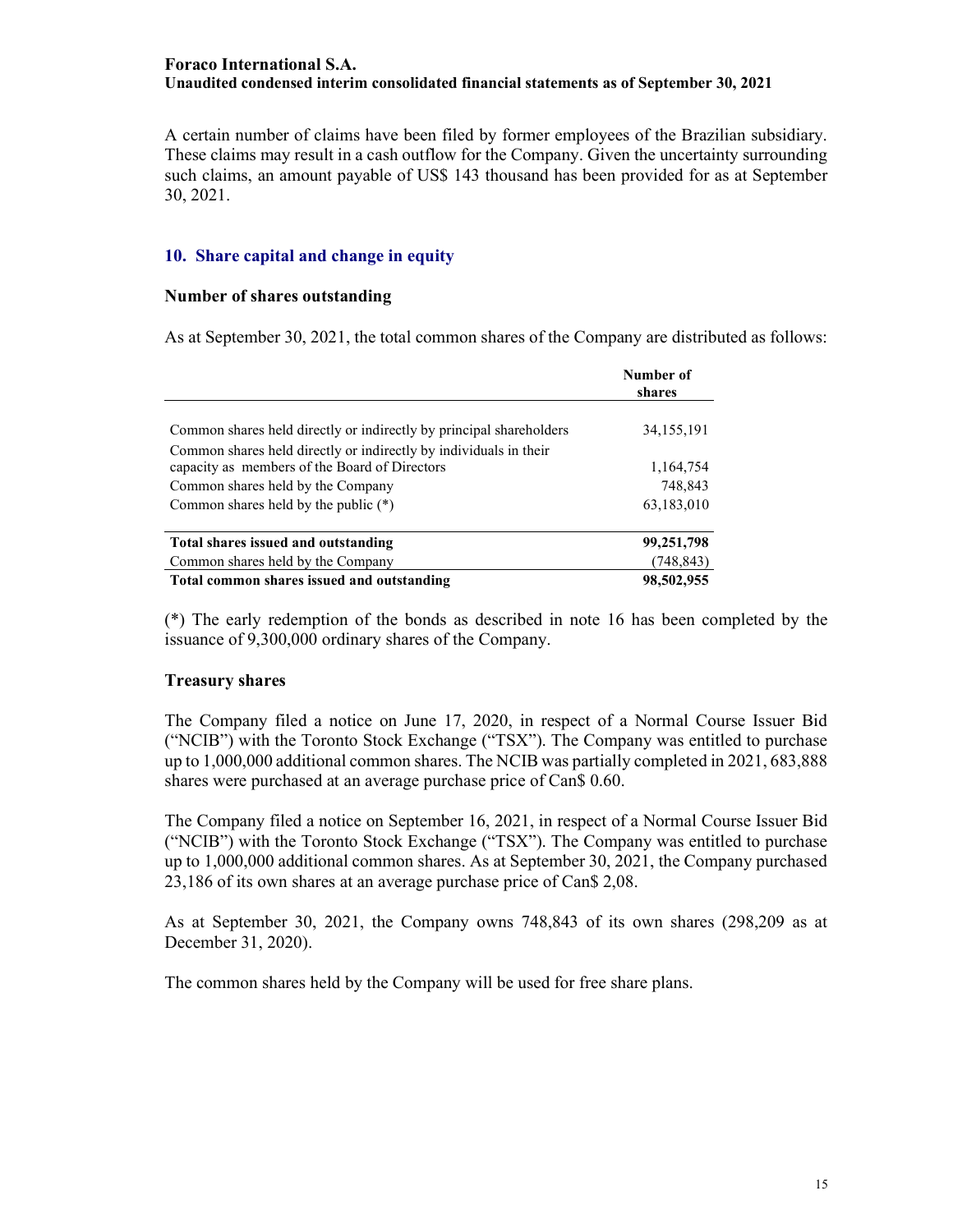A certain number of claims have been filed by former employees of the Brazilian subsidiary. These claims may result in a cash outflow for the Company. Given the uncertainty surrounding such claims, an amount payable of US$ 143 thousand has been provided for as at September 30, 2021.

## 10. Share capital and change in equity

### Number of shares outstanding

As at September 30, 2021, the total common shares of the Company are distributed as follows:

| | Number of shares |
|---|---|
| Common shares held directly or indirectly by principal shareholders | 34,155,191 |
| Common shares held directly or indirectly by individuals in their capacity as members of the Board of Directors | 1,164,754 |
| Common shares held by the Company | 748,843 |
| Common shares held by the public (*) | 63,183,010 |
| **Total shares issued and outstanding** | **99,251,798** |
| Common shares held by the Company | (748,843) |
| **Total common shares issued and outstanding** | **98,502,955** |

(*) The early redemption of the bonds as described in note 16 has been completed by the issuance of 9,300,000 ordinary shares of the Company.

### Treasury shares

The Company filed a notice on June 17, 2020, in respect of a Normal Course Issuer Bid ("NCIB") with the Toronto Stock Exchange ("TSX"). The Company was entitled to purchase up to 1,000,000 additional common shares. The NCIB was partially completed in 2021, 683,888 shares were purchased at an average purchase price of Can$ 0.60.

The Company filed a notice on September 16, 2021, in respect of a Normal Course Issuer Bid ("NCIB") with the Toronto Stock Exchange ("TSX"). The Company was entitled to purchase up to 1,000,000 additional common shares. As at September 30, 2021, the Company purchased 23,186 of its own shares at an average purchase price of Can$ 2,08.

As at September 30, 2021, the Company owns 748,843 of its own shares (298,209 as at December 31, 2020).

The common shares held by the Company will be used for free share plans.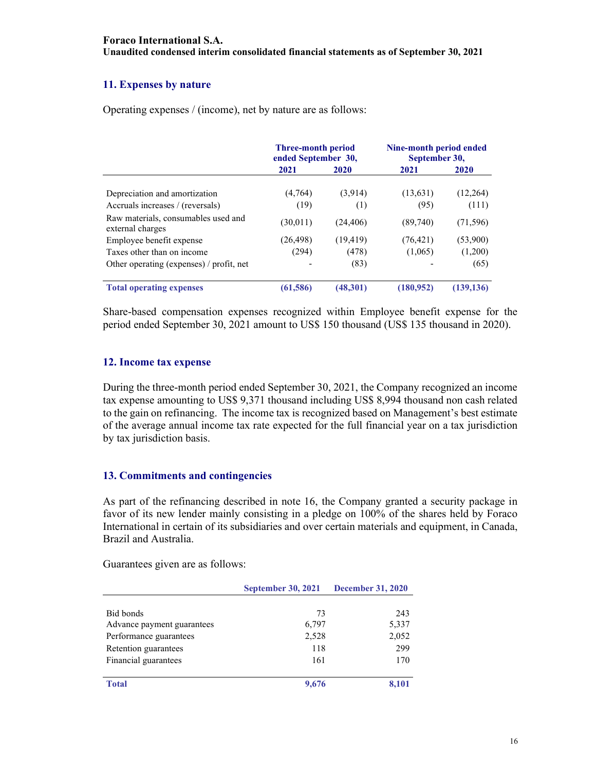## 11. Expenses by nature

Operating expenses / (income), net by nature are as follows:

| | Three-month period ended September 30, | | Nine-month period ended September 30, | |
|---|---|---|---|---|
| | 2021 | 2020 | 2021 | 2020 |
| Depreciation and amortization | (4,764) | (3,914) | (13,631) | (12,264) |
| Accruals increases / (reversals) | (19) | (1) | (95) | (111) |
| Raw materials, consumables used and external charges | (30,011) | (24,406) | (89,740) | (71,596) |
| Employee benefit expense | (26,498) | (19,419) | (76,421) | (53,900) |
| Taxes other than on income | (294) | (478) | (1,065) | (1,200) |
| Other operating (expenses) / profit, net | - | (83) | - | (65) |
| **Total operating expenses** | **(61,586)** | **(48,301)** | **(180,952)** | **(139,136)** |

Share-based compensation expenses recognized within Employee benefit expense for the period ended September 30, 2021 amount to US$ 150 thousand (US$ 135 thousand in 2020).

## 12. Income tax expense

During the three-month period ended September 30, 2021, the Company recognized an income tax expense amounting to US$ 9,371 thousand including US$ 8,994 thousand non cash related to the gain on refinancing. The income tax is recognized based on Management's best estimate of the average annual income tax rate expected for the full financial year on a tax jurisdiction by tax jurisdiction basis.

## 13. Commitments and contingencies

As part of the refinancing described in note 16, the Company granted a security package in favor of its new lender mainly consisting in a pledge on 100% of the shares held by Foraco International in certain of its subsidiaries and over certain materials and equipment, in Canada, Brazil and Australia.

Guarantees given are as follows:

| | September 30, 2021 | December 31, 2020 |
|---|---|---|
| Bid bonds | 73 | 243 |
| Advance payment guarantees | 6,797 | 5,337 |
| Performance guarantees | 2,528 | 2,052 |
| Retention guarantees | 118 | 299 |
| Financial guarantees | 161 | 170 |
| **Total** | **9,676** | **8,101** |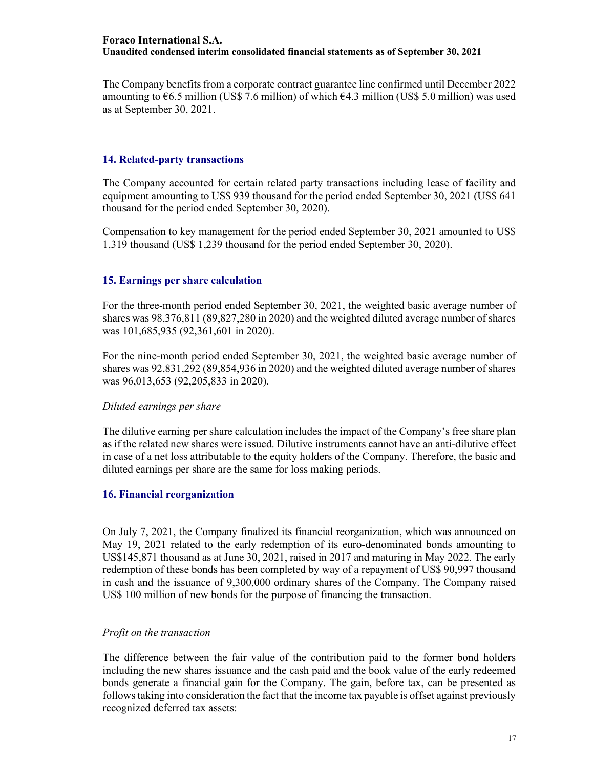The Company benefits from a corporate contract guarantee line confirmed until December 2022 amounting to €6.5 million (US$ 7.6 million) of which €4.3 million (US$ 5.0 million) was used as at September 30, 2021.

## 14. Related-party transactions

The Company accounted for certain related party transactions including lease of facility and equipment amounting to US$ 939 thousand for the period ended September 30, 2021 (US$ 641 thousand for the period ended September 30, 2020).

Compensation to key management for the period ended September 30, 2021 amounted to US$ 1,319 thousand (US$ 1,239 thousand for the period ended September 30, 2020).

## 15. Earnings per share calculation

For the three-month period ended September 30, 2021, the weighted basic average number of shares was 98,376,811 (89,827,280 in 2020) and the weighted diluted average number of shares was 101,685,935 (92,361,601 in 2020).

For the nine-month period ended September 30, 2021, the weighted basic average number of shares was 92,831,292 (89,854,936 in 2020) and the weighted diluted average number of shares was 96,013,653 (92,205,833 in 2020).

*Diluted earnings per share*

The dilutive earning per share calculation includes the impact of the Company's free share plan as if the related new shares were issued. Dilutive instruments cannot have an anti-dilutive effect in case of a net loss attributable to the equity holders of the Company. Therefore, the basic and diluted earnings per share are the same for loss making periods.

## 16. Financial reorganization

On July 7, 2021, the Company finalized its financial reorganization, which was announced on May 19, 2021 related to the early redemption of its euro-denominated bonds amounting to US$145,871 thousand as at June 30, 2021, raised in 2017 and maturing in May 2022. The early redemption of these bonds has been completed by way of a repayment of US$ 90,997 thousand in cash and the issuance of 9,300,000 ordinary shares of the Company. The Company raised US$ 100 million of new bonds for the purpose of financing the transaction.

*Profit on the transaction*

The difference between the fair value of the contribution paid to the former bond holders including the new shares issuance and the cash paid and the book value of the early redeemed bonds generate a financial gain for the Company. The gain, before tax, can be presented as follows taking into consideration the fact that the income tax payable is offset against previously recognized deferred tax assets: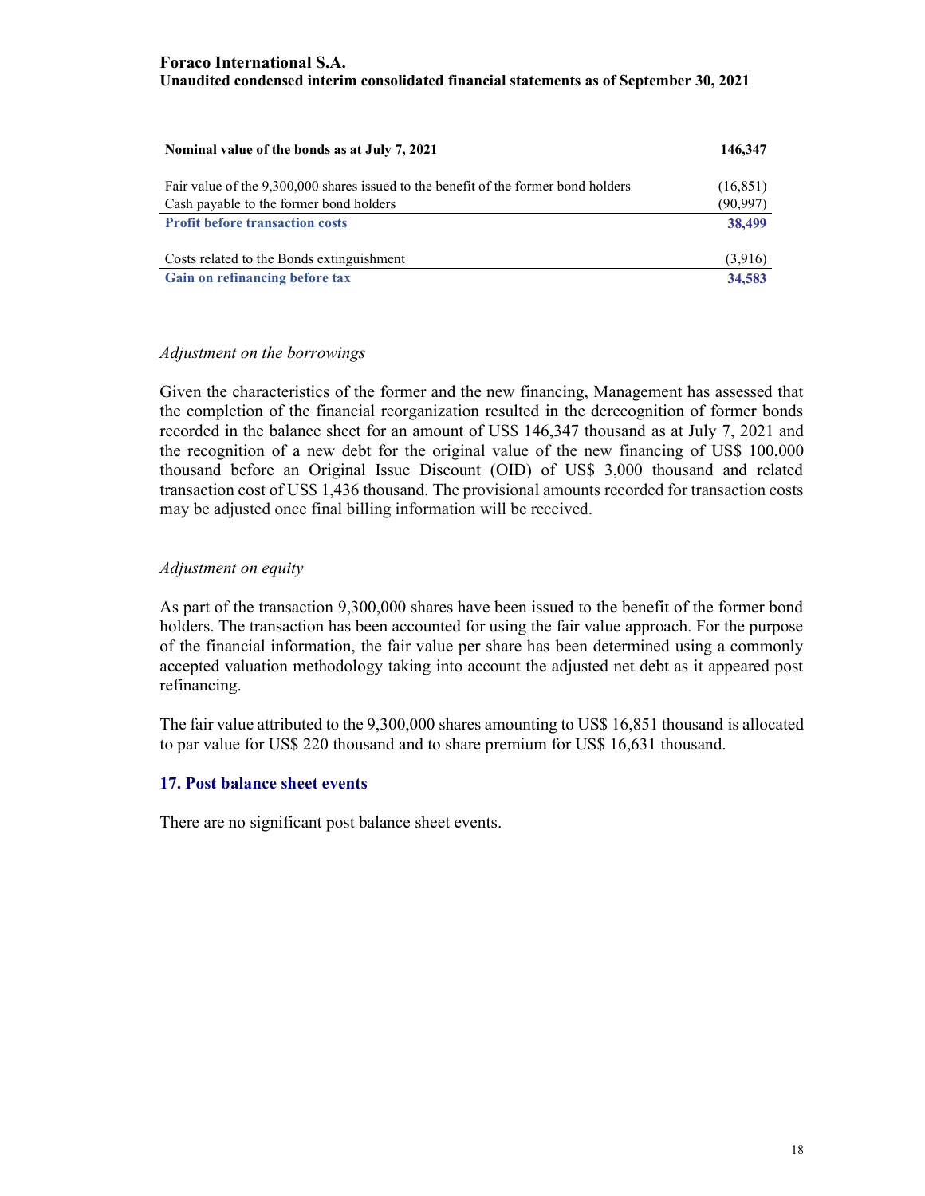| | |
|---|---|
| **Nominal value of the bonds as at July 7, 2021** | **146,347** |
| Fair value of the 9,300,000 shares issued to the benefit of the former bond holders | (16,851) |
| Cash payable to the former bond holders | (90,997) |
| **Profit before transaction costs** | **38,499** |
| Costs related to the Bonds extinguishment | (3,916) |
| **Gain on refinancing before tax** | **34,583** |

*Adjustment on the borrowings*

Given the characteristics of the former and the new financing, Management has assessed that the completion of the financial reorganization resulted in the derecognition of former bonds recorded in the balance sheet for an amount of US$ 146,347 thousand as at July 7, 2021 and the recognition of a new debt for the original value of the new financing of US$ 100,000 thousand before an Original Issue Discount (OID) of US$ 3,000 thousand and related transaction cost of US$ 1,436 thousand. The provisional amounts recorded for transaction costs may be adjusted once final billing information will be received.

*Adjustment on equity*

As part of the transaction 9,300,000 shares have been issued to the benefit of the former bond holders. The transaction has been accounted for using the fair value approach. For the purpose of the financial information, the fair value per share has been determined using a commonly accepted valuation methodology taking into account the adjusted net debt as it appeared post refinancing.

The fair value attributed to the 9,300,000 shares amounting to US$ 16,851 thousand is allocated to par value for US$ 220 thousand and to share premium for US$ 16,631 thousand.

## 17. Post balance sheet events

There are no significant post balance sheet events.